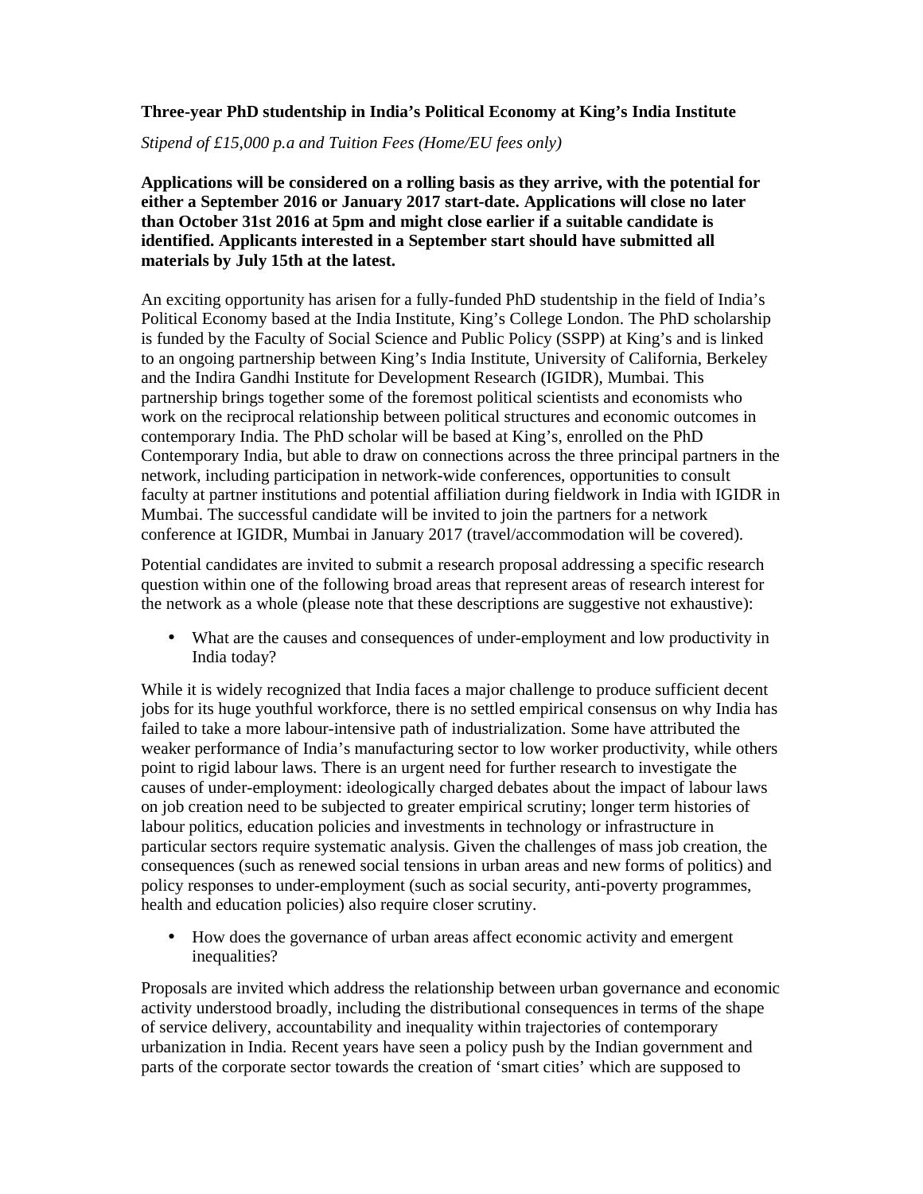**Three-year PhD studentship in India's Political Economy at King's India Institute**

*Stipend of £15,000 p.a and Tuition Fees (Home/EU fees only)*

**Applications will be considered on a rolling basis as they arrive, with the potential for either a September 2016 or January 2017 start-date. Applications will close no later than October 31st 2016 at 5pm and might close earlier if a suitable candidate is identified. Applicants interested in a September start should have submitted all materials by July 15th at the latest.**

An exciting opportunity has arisen for a fully-funded PhD studentship in the field of India's Political Economy based at the India Institute, King's College London. The PhD scholarship is funded by the Faculty of Social Science and Public Policy (SSPP) at King's and is linked to an ongoing partnership between King's India Institute, University of California, Berkeley and the Indira Gandhi Institute for Development Research (IGIDR), Mumbai. This partnership brings together some of the foremost political scientists and economists who work on the reciprocal relationship between political structures and economic outcomes in contemporary India. The PhD scholar will be based at King's, enrolled on the PhD Contemporary India, but able to draw on connections across the three principal partners in the network, including participation in network-wide conferences, opportunities to consult faculty at partner institutions and potential affiliation during fieldwork in India with IGIDR in Mumbai. The successful candidate will be invited to join the partners for a network conference at IGIDR, Mumbai in January 2017 (travel/accommodation will be covered).

Potential candidates are invited to submit a research proposal addressing a specific research question within one of the following broad areas that represent areas of research interest for the network as a whole (please note that these descriptions are suggestive not exhaustive):

- What are the causes and consequences of under-employment and low productivity in India today?

While it is widely recognized that India faces a major challenge to produce sufficient decent jobs for its huge youthful workforce, there is no settled empirical consensus on why India has failed to take a more labour-intensive path of industrialization. Some have attributed the weaker performance of India's manufacturing sector to low worker productivity, while others point to rigid labour laws. There is an urgent need for further research to investigate the causes of under-employment: ideologically charged debates about the impact of labour laws on job creation need to be subjected to greater empirical scrutiny; longer term histories of labour politics, education policies and investments in technology or infrastructure in particular sectors require systematic analysis. Given the challenges of mass job creation, the consequences (such as renewed social tensions in urban areas and new forms of politics) and policy responses to under-employment (such as social security, anti-poverty programmes, health and education policies) also require closer scrutiny.

- How does the governance of urban areas affect economic activity and emergent inequalities?

Proposals are invited which address the relationship between urban governance and economic activity understood broadly, including the distributional consequences in terms of the shape of service delivery, accountability and inequality within trajectories of contemporary urbanization in India. Recent years have seen a policy push by the Indian government and parts of the corporate sector towards the creation of 'smart cities' which are supposed to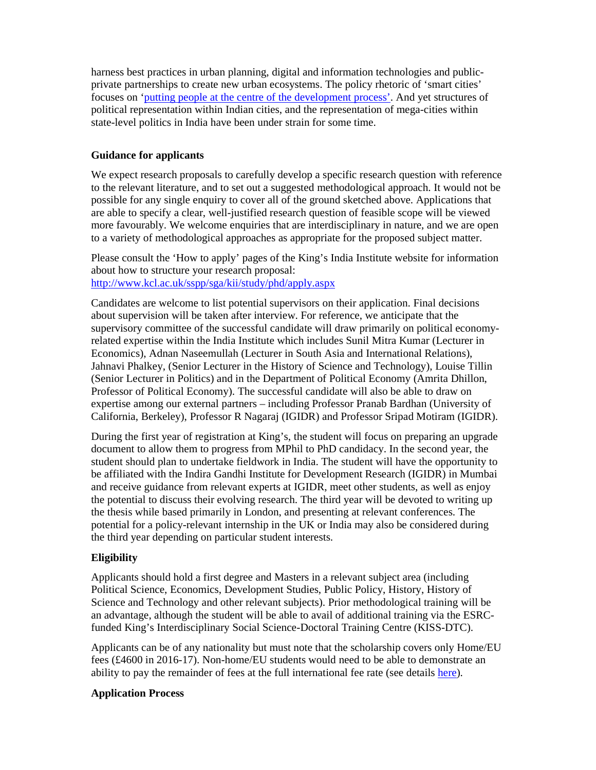harness best practices in urban planning, digital and information technologies and public-private partnerships to create new urban ecosystems. The policy rhetoric of 'smart cities' focuses on '[putting people at the centre of the development process](#)'. And yet structures of political representation within Indian cities, and the representation of mega-cities within state-level politics in India have been under strain for some time.

## Guidance for applicants

We expect research proposals to carefully develop a specific research question with reference to the relevant literature, and to set out a suggested methodological approach. It would not be possible for any single enquiry to cover all of the ground sketched above. Applications that are able to specify a clear, well-justified research question of feasible scope will be viewed more favourably. We welcome enquiries that are interdisciplinary in nature, and we are open to a variety of methodological approaches as appropriate for the proposed subject matter.

Please consult the 'How to apply' pages of the King's India Institute website for information about how to structure your research proposal:
http://www.kcl.ac.uk/sspp/sga/kii/study/phd/apply.aspx

Candidates are welcome to list potential supervisors on their application. Final decisions about supervision will be taken after interview. For reference, we anticipate that the supervisory committee of the successful candidate will draw primarily on political economy-related expertise within the India Institute which includes Sunil Mitra Kumar (Lecturer in Economics), Adnan Naseemullah (Lecturer in South Asia and International Relations), Jahnavi Phalkey, (Senior Lecturer in the History of Science and Technology), Louise Tillin (Senior Lecturer in Politics) and in the Department of Political Economy (Amrita Dhillon, Professor of Political Economy). The successful candidate will also be able to draw on expertise among our external partners – including Professor Pranab Bardhan (University of California, Berkeley), Professor R Nagaraj (IGIDR) and Professor Sripad Motiram (IGIDR).

During the first year of registration at King's, the student will focus on preparing an upgrade document to allow them to progress from MPhil to PhD candidacy. In the second year, the student should plan to undertake fieldwork in India. The student will have the opportunity to be affiliated with the Indira Gandhi Institute for Development Research (IGIDR) in Mumbai and receive guidance from relevant experts at IGIDR, meet other students, as well as enjoy the potential to discuss their evolving research. The third year will be devoted to writing up the thesis while based primarily in London, and presenting at relevant conferences. The potential for a policy-relevant internship in the UK or India may also be considered during the third year depending on particular student interests.

## Eligibility

Applicants should hold a first degree and Masters in a relevant subject area (including Political Science, Economics, Development Studies, Public Policy, History, History of Science and Technology and other relevant subjects). Prior methodological training will be an advantage, although the student will be able to avail of additional training via the ESRC-funded King's Interdisciplinary Social Science-Doctoral Training Centre (KISS-DTC).

Applicants can be of any nationality but must note that the scholarship covers only Home/EU fees (£4600 in 2016-17). Non-home/EU students would need to be able to demonstrate an ability to pay the remainder of fees at the full international fee rate (see details [here](#)).

## Application Process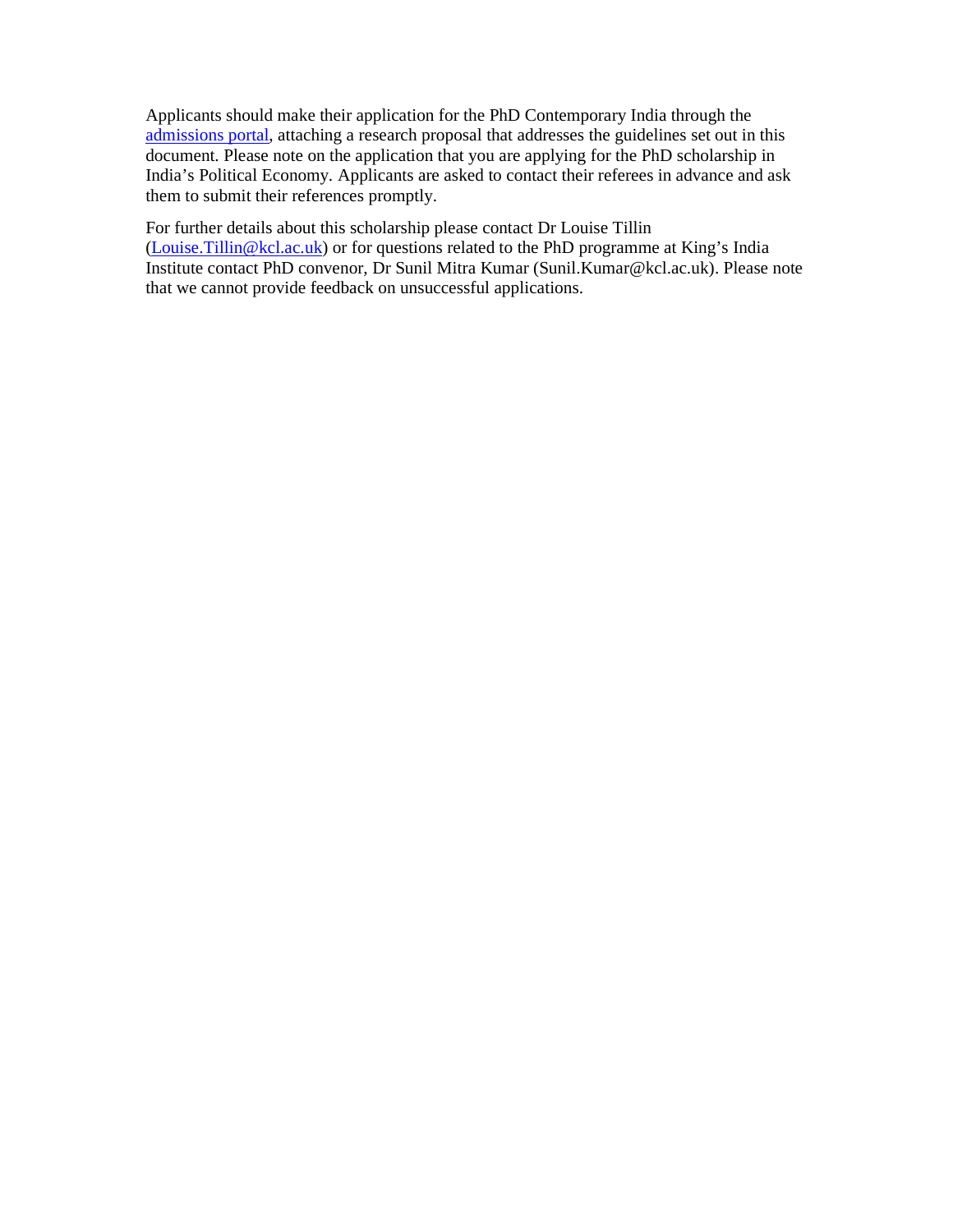Applicants should make their application for the PhD Contemporary India through the admissions portal, attaching a research proposal that addresses the guidelines set out in this document. Please note on the application that you are applying for the PhD scholarship in India's Political Economy. Applicants are asked to contact their referees in advance and ask them to submit their references promptly.

For further details about this scholarship please contact Dr Louise Tillin (Louise.Tillin@kcl.ac.uk) or for questions related to the PhD programme at King's India Institute contact PhD convenor, Dr Sunil Mitra Kumar (Sunil.Kumar@kcl.ac.uk). Please note that we cannot provide feedback on unsuccessful applications.